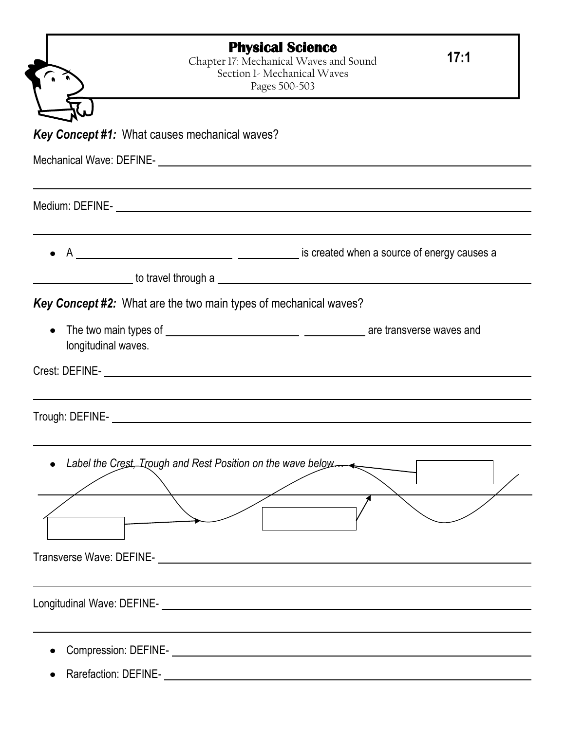# Physical Science

Chapter 17: Mechanical Waves and Sound
Section 1- Mechanical Waves
Pages 500-503

**17:1**

***Key Concept #1:*** What causes mechanical waves?

Mechanical Wave: DEFINE- ______________________________________________

______________________________________________

Medium: DEFINE- ______________________________________________

______________________________________________

- A ______________ ______ is created when a source of energy causes a ______________ to travel through a ______________________________

***Key Concept #2:*** What are the two main types of mechanical waves?

- The two main types of ______________ ______ are transverse waves and longitudinal waves.

Crest: DEFINE- ______________________________________________

______________________________________________

Trough: DEFINE- ______________________________________________

______________________________________________

- *Label the Crest, Trough and Rest Position on the wave below…*

Transverse Wave: DEFINE- ______________________________________________

______________________________________________

Longitudinal Wave: DEFINE- ______________________________________________

______________________________________________

- Compression: DEFINE- ______________________________________________
- Rarefaction: DEFINE- ______________________________________________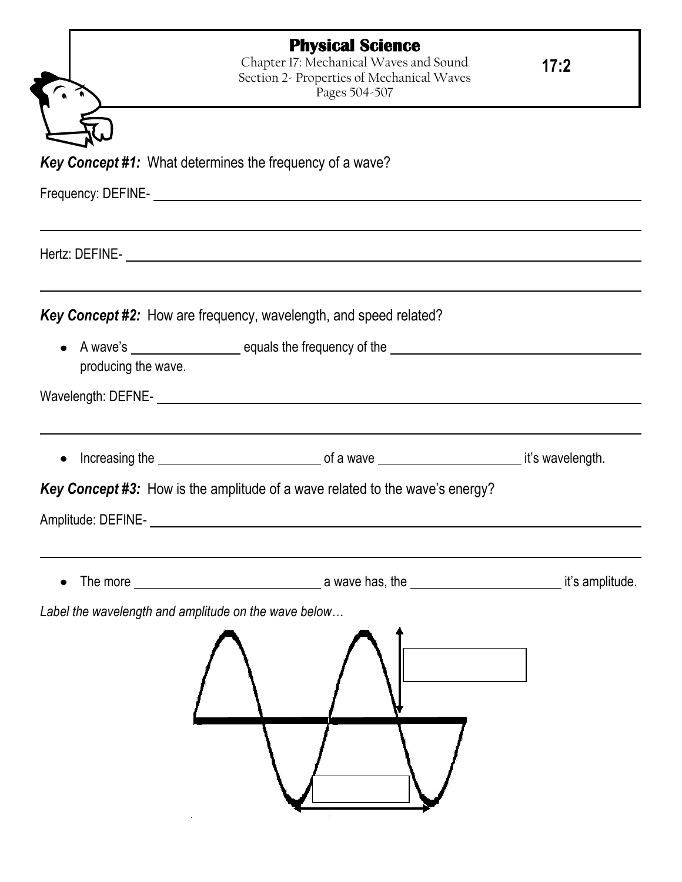# Physical Science

Chapter 17: Mechanical Waves and Sound
Section 2- Properties of Mechanical Waves
Pages 504-507

**17:2**

***Key Concept #1:*** What determines the frequency of a wave?

Frequency: DEFINE- ______________________________________________________________

______________________________________________________________

Hertz: DEFINE- ______________________________________________________________

______________________________________________________________

***Key Concept #2:*** How are frequency, wavelength, and speed related?

- A wave's ______________ equals the frequency of the ______________________________ producing the wave.

Wavelength: DEFNE- ______________________________________________________________

______________________________________________________________

- Increasing the ____________________ of a wave __________________ it's wavelength.

***Key Concept #3:*** How is the amplitude of a wave related to the wave's energy?

Amplitude: DEFINE- ______________________________________________________________

______________________________________________________________

- The more ______________________ a wave has, the __________________ it's amplitude.

*Label the wavelength and amplitude on the wave below…*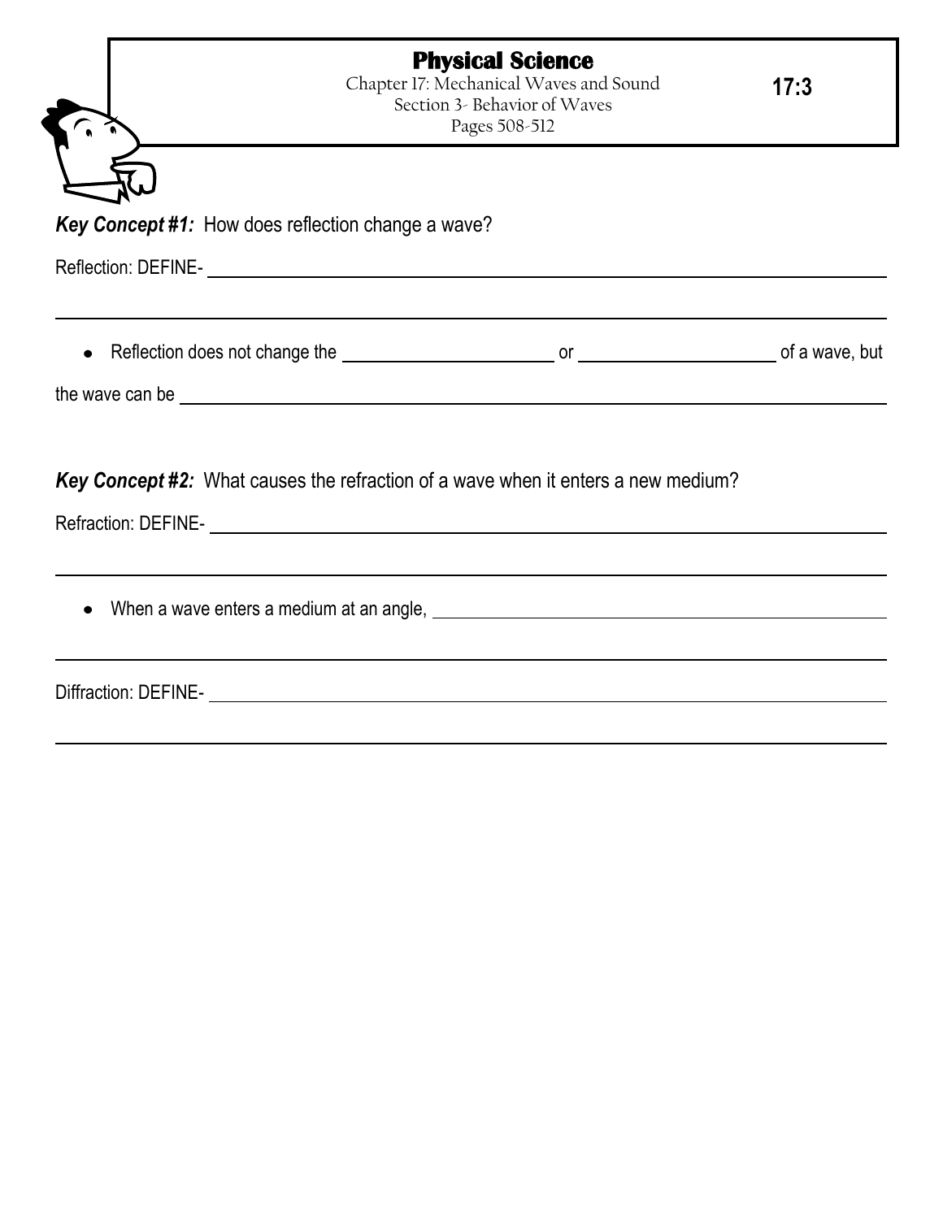# Physical Science

Chapter 17: Mechanical Waves and Sound
Section 3- Behavior of Waves
Pages 508-512

**17:3**

***Key Concept #1:*** How does reflection change a wave?

Reflection: DEFINE- ______________________________________________________________

______________________________________________________________

- Reflection does not change the ____________________ or ____________________ of a wave, but

the wave can be ______________________________________________________________

***Key Concept #2:*** What causes the refraction of a wave when it enters a new medium?

Refraction: DEFINE- ______________________________________________________________

______________________________________________________________

- When a wave enters a medium at an angle, ______________________________________________

______________________________________________________________

Diffraction: DEFINE- ______________________________________________________________

______________________________________________________________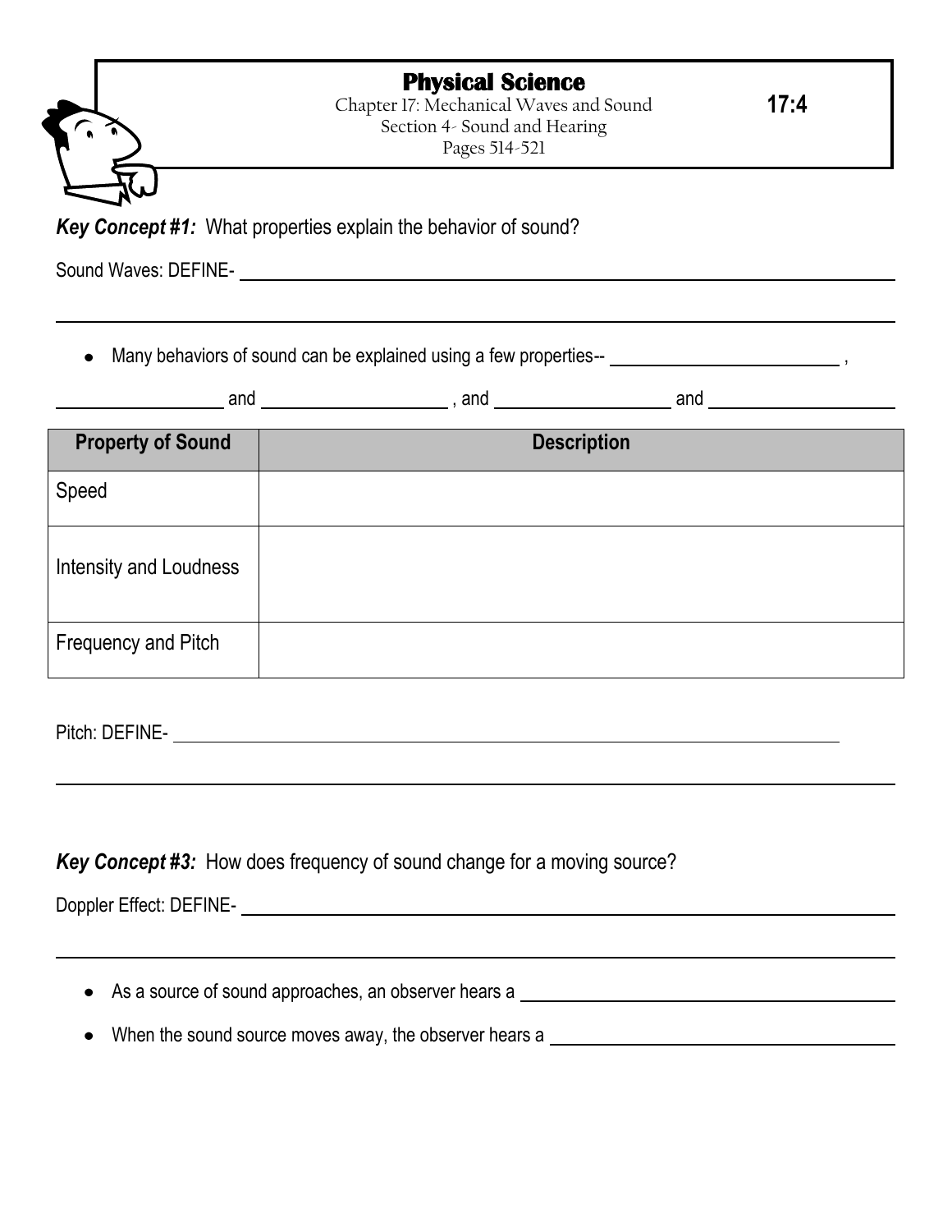# Physical Science

Chapter 17: Mechanical Waves and Sound
Section 4- Sound and Hearing
Pages 514-521

**17:4**

***Key Concept #1:*** What properties explain the behavior of sound?

Sound Waves: DEFINE- ______________________________________________________________

______________________________________________________________________________

- Many behaviors of sound can be explained using a few properties-- ____________________ ,

____________ and ______________ , and ______________ and ______________

| Property of Sound | Description |
| --- | --- |
| Speed | |
| Intensity and Loudness | |
| Frequency and Pitch | |

Pitch: DEFINE- ______________________________________________________________

______________________________________________________________________________

***Key Concept #3:*** How does frequency of sound change for a moving source?

Doppler Effect: DEFINE- ______________________________________________________________

______________________________________________________________________________

- As a source of sound approaches, an observer hears a ______________________________
- When the sound source moves away, the observer hears a ______________________________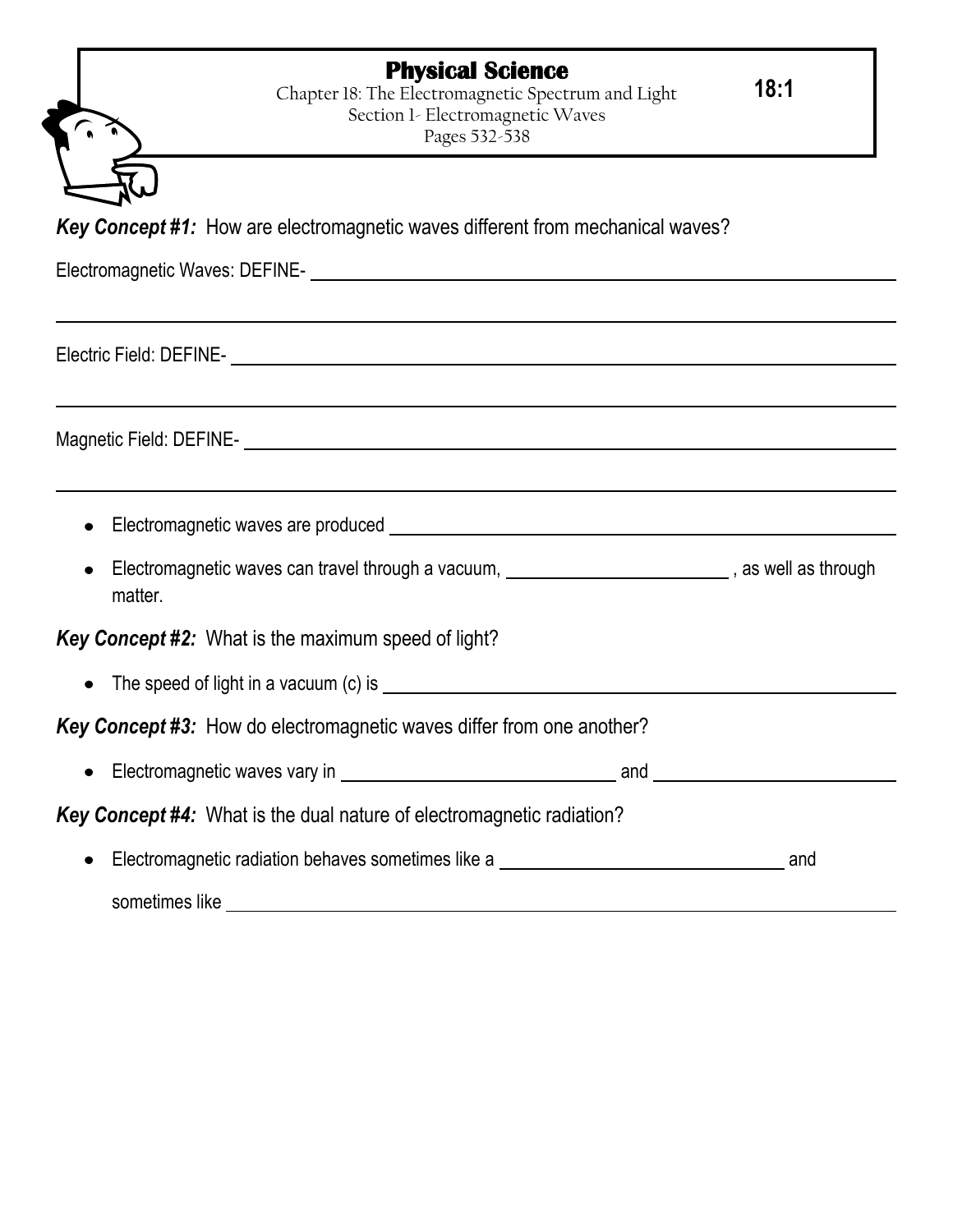# Physical Science

Chapter 18: The Electromagnetic Spectrum and Light
Section 1- Electromagnetic Waves
Pages 532-538

**18:1**

***Key Concept #1:*** How are electromagnetic waves different from mechanical waves?

Electromagnetic Waves: DEFINE- ______________________________________________

______________________________________________________________

Electric Field: DEFINE- ______________________________________________

______________________________________________________________

Magnetic Field: DEFINE- ______________________________________________

______________________________________________________________

- Electromagnetic waves are produced ______________________________________________
- Electromagnetic waves can travel through a vacuum, ________________________ , as well as through matter.

***Key Concept #2:*** What is the maximum speed of light?

- The speed of light in a vacuum (c) is ______________________________________________

***Key Concept #3:*** How do electromagnetic waves differ from one another?

- Electromagnetic waves vary in ____________________________ and ________________________

***Key Concept #4:*** What is the dual nature of electromagnetic radiation?

- Electromagnetic radiation behaves sometimes like a ______________________________ and

  sometimes like ______________________________________________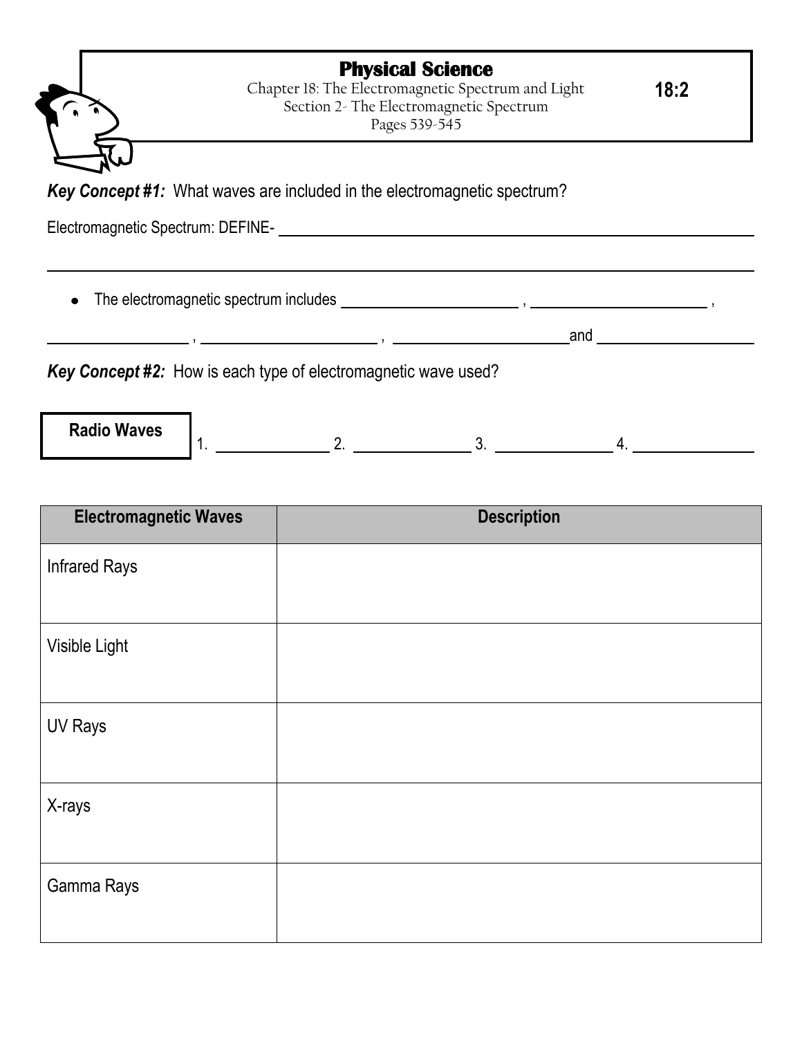# Physical Science

Chapter 18: The Electromagnetic Spectrum and Light
Section 2- The Electromagnetic Spectrum
Pages 539-545

**18:2**

***Key Concept #1:*** What waves are included in the electromagnetic spectrum?

Electromagnetic Spectrum: DEFINE- ________________________________________________

________________________________________________________________________

- The electromagnetic spectrum includes ____________________ , ____________________ ,

________________ , ____________________ , ____________________and __________________

***Key Concept #2:*** How is each type of electromagnetic wave used?

**Radio Waves** 1. ____________ 2. ____________ 3. ____________ 4. ____________

| Electromagnetic Waves | Description |
| --- | --- |
| Infrared Rays | |
| Visible Light | |
| UV Rays | |
| X-rays | |
| Gamma Rays | |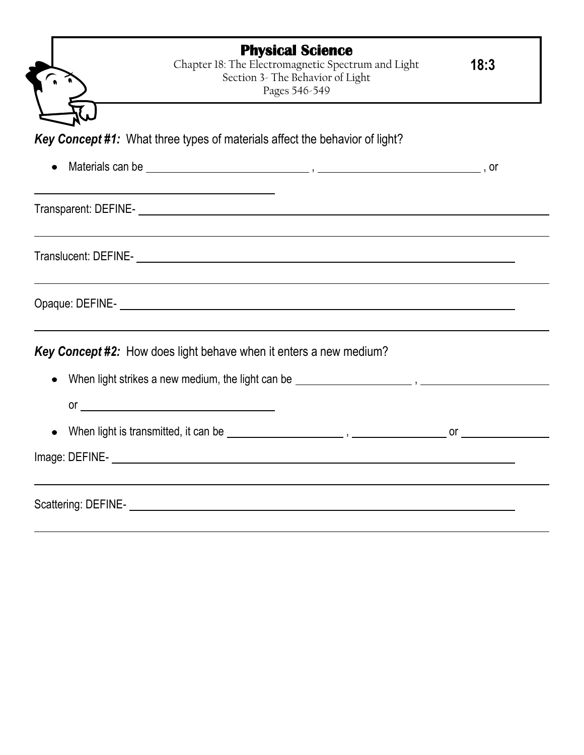# Physical Science

Chapter 18: The Electromagnetic Spectrum and Light
Section 3- The Behavior of Light
Pages 546-549

**18:3**

***Key Concept #1:*** What three types of materials affect the behavior of light?

- Materials can be ____________________ , ____________________ , or ____________________

Transparent: DEFINE- ____________________________________________________________

Translucent: DEFINE- ____________________________________________________________

Opaque: DEFINE- ____________________________________________________________

***Key Concept #2:*** How does light behave when it enters a new medium?

- When light strikes a new medium, the light can be ____________________ , ____________________ or ____________________
- When light is transmitted, it can be ____________________ , ____________________ or ____________________

Image: DEFINE- ____________________________________________________________

Scattering: DEFINE- ____________________________________________________________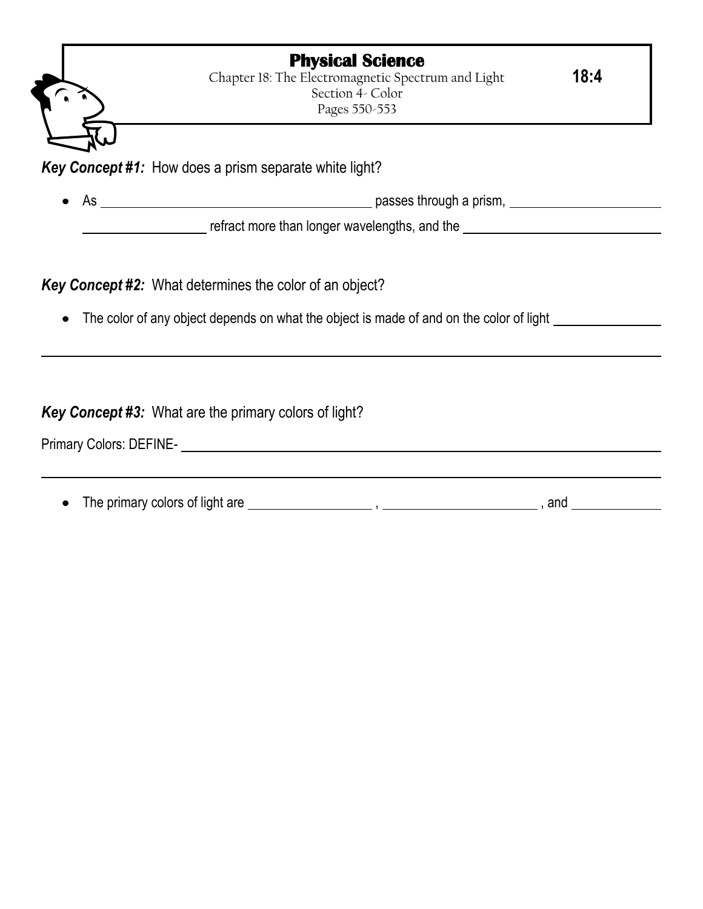# Physical Science

Chapter 18: The Electromagnetic Spectrum and Light

Section 4- Color

Pages 550-553

**18:4**

***Key Concept #1:*** How does a prism separate white light?

- As ________________________ passes through a prism, ________________________ ________________________ refract more than longer wavelengths, and the ________________________

***Key Concept #2:*** What determines the color of an object?

- The color of any object depends on what the object is made of and on the color of light ________________________

________________________________________________________________________________

***Key Concept #3:*** What are the primary colors of light?

Primary Colors: DEFINE- ________________________________________________________________

________________________________________________________________________________

- The primary colors of light are ________________ , ________________ , and ________________